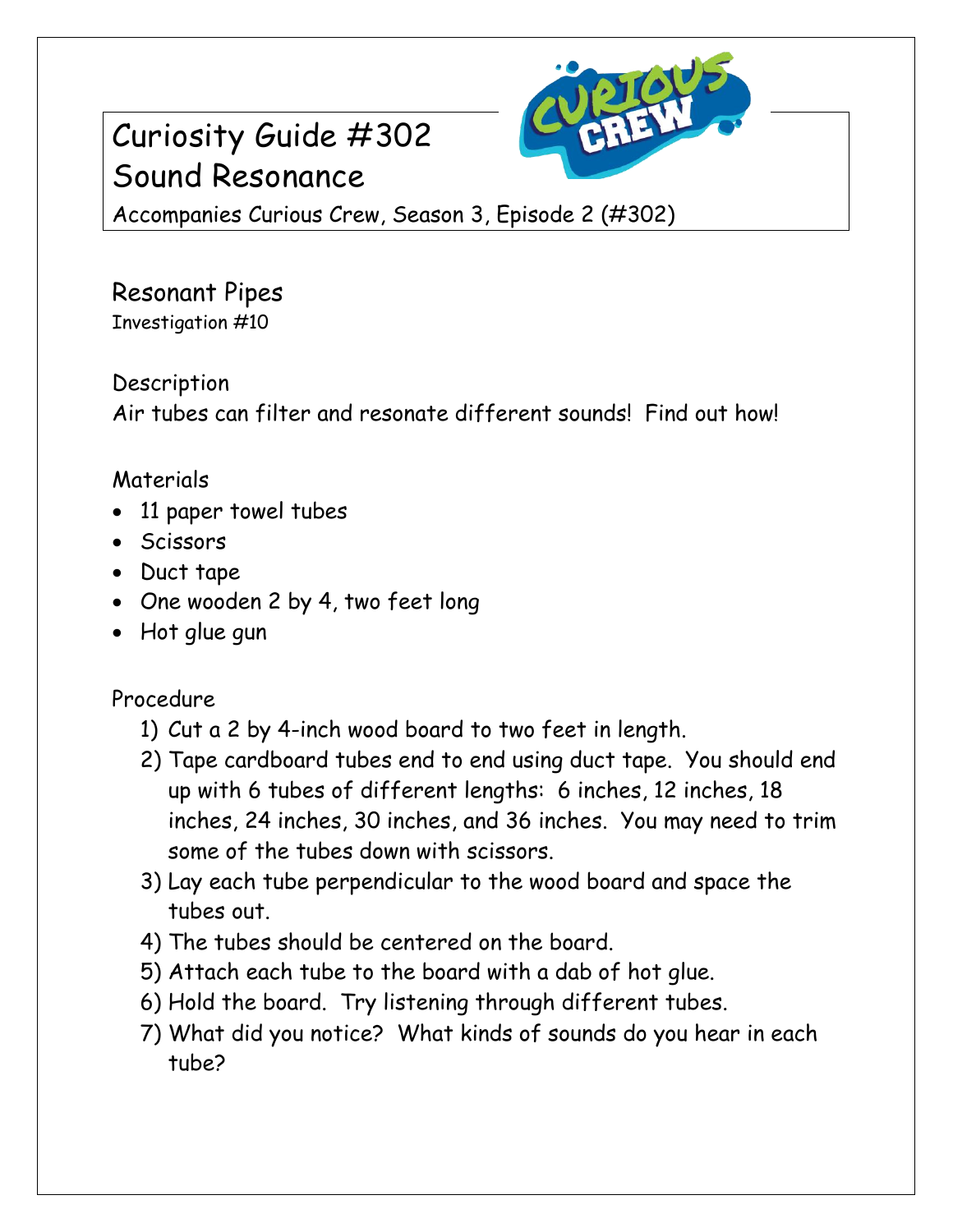# Curiosity Guide #302
# Sound Resonance

Accompanies Curious Crew, Season 3, Episode 2 (#302)

## Resonant Pipes

Investigation #10

### Description

Air tubes can filter and resonate different sounds! Find out how!

### Materials

- 11 paper towel tubes
- Scissors
- Duct tape
- One wooden 2 by 4, two feet long
- Hot glue gun

### Procedure

1) Cut a 2 by 4-inch wood board to two feet in length.
2) Tape cardboard tubes end to end using duct tape. You should end up with 6 tubes of different lengths: 6 inches, 12 inches, 18 inches, 24 inches, 30 inches, and 36 inches. You may need to trim some of the tubes down with scissors.
3) Lay each tube perpendicular to the wood board and space the tubes out.
4) The tubes should be centered on the board.
5) Attach each tube to the board with a dab of hot glue.
6) Hold the board. Try listening through different tubes.
7) What did you notice? What kinds of sounds do you hear in each tube?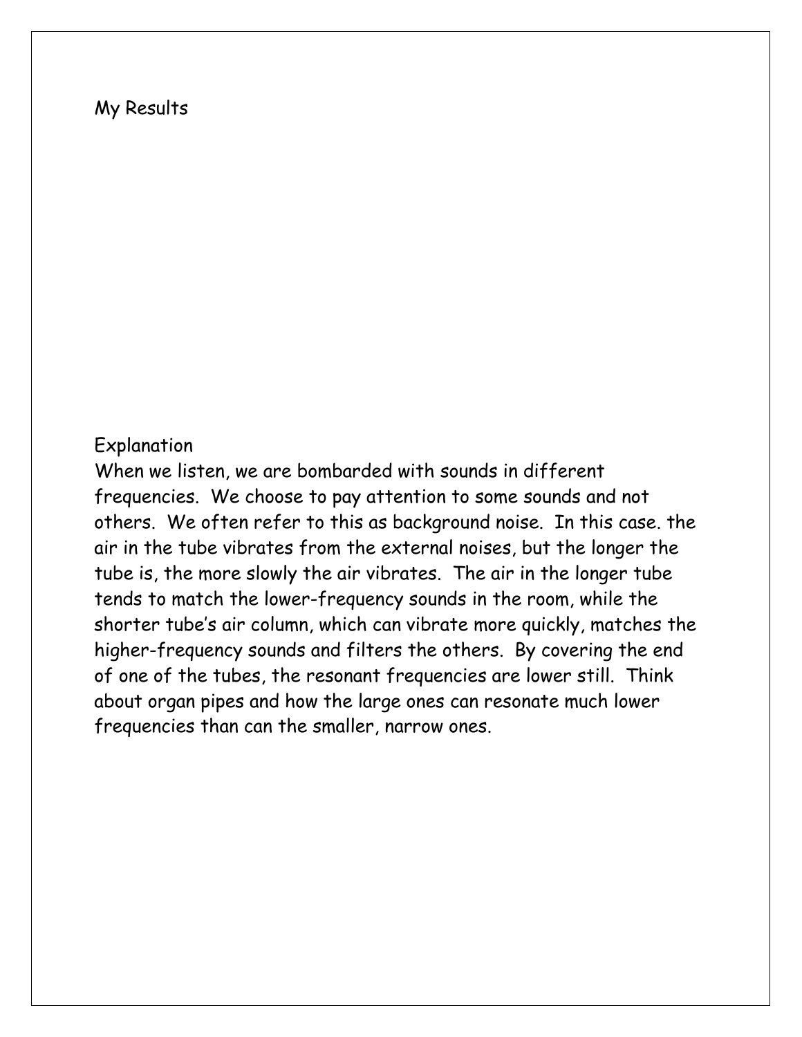My Results

Explanation

When we listen, we are bombarded with sounds in different frequencies. We choose to pay attention to some sounds and not others. We often refer to this as background noise. In this case. the air in the tube vibrates from the external noises, but the longer the tube is, the more slowly the air vibrates. The air in the longer tube tends to match the lower-frequency sounds in the room, while the shorter tube's air column, which can vibrate more quickly, matches the higher-frequency sounds and filters the others. By covering the end of one of the tubes, the resonant frequencies are lower still. Think about organ pipes and how the large ones can resonate much lower frequencies than can the smaller, narrow ones.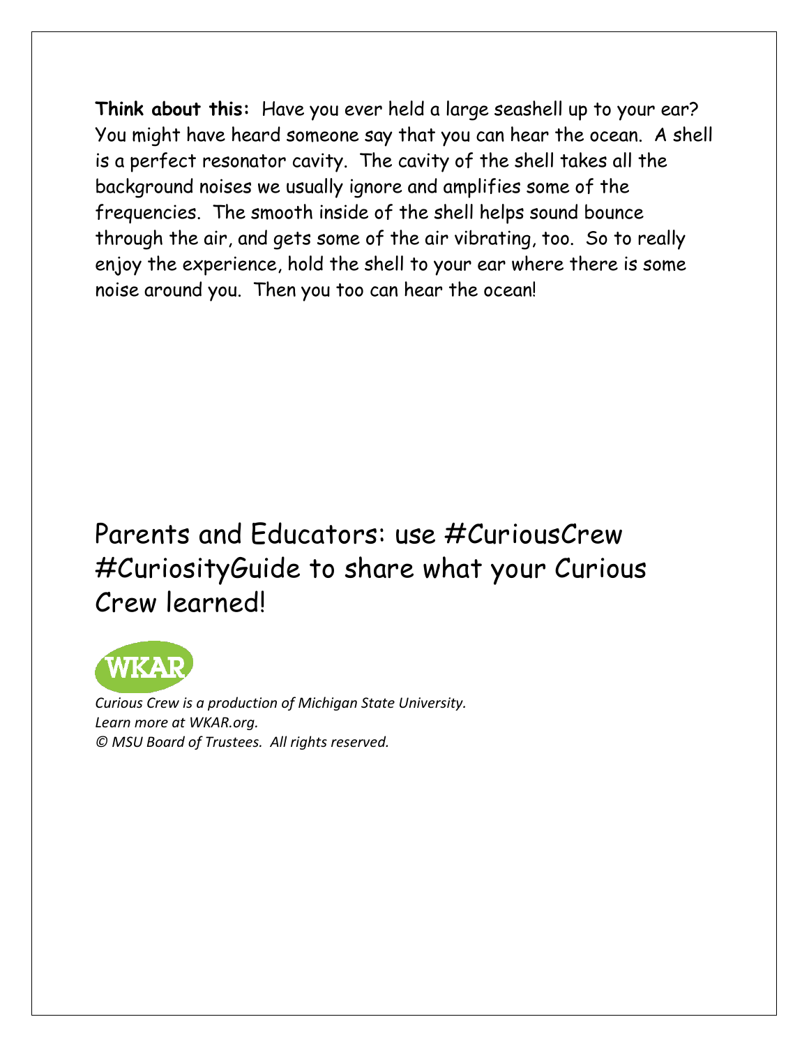**Think about this:** Have you ever held a large seashell up to your ear? You might have heard someone say that you can hear the ocean. A shell is a perfect resonator cavity. The cavity of the shell takes all the background noises we usually ignore and amplifies some of the frequencies. The smooth inside of the shell helps sound bounce through the air, and gets some of the air vibrating, too. So to really enjoy the experience, hold the shell to your ear where there is some noise around you. Then you too can hear the ocean!

## Parents and Educators: use #CuriousCrew #CuriosityGuide to share what your Curious Crew learned!

WKAR

*Curious Crew is a production of Michigan State University.*
*Learn more at WKAR.org.*
*© MSU Board of Trustees. All rights reserved.*